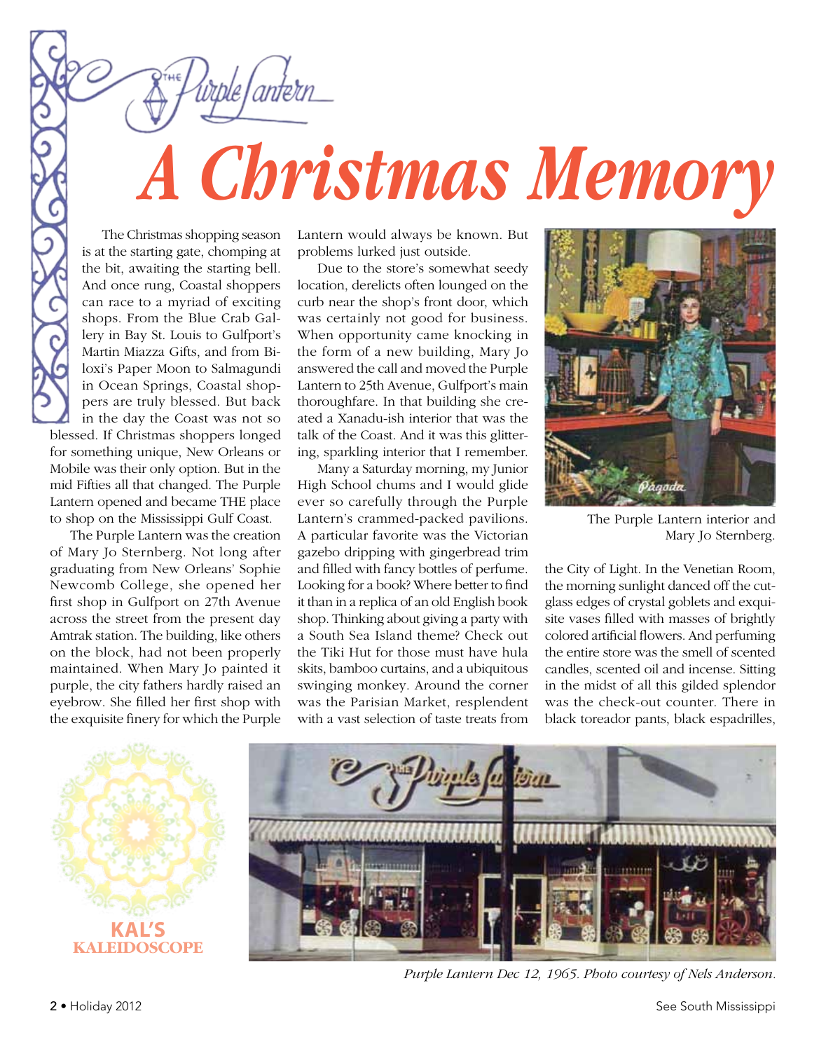The Purple Lantern

# A Christmas Memory

The Christmas shopping season is at the starting gate, chomping at the bit, awaiting the starting bell. And once rung, Coastal shoppers can race to a myriad of exciting shops. From the Blue Crab Gallery in Bay St. Louis to Gulfport's Martin Miazza Gifts, and from Biloxi's Paper Moon to Salmagundi in Ocean Springs, Coastal shoppers are truly blessed. But back in the day the Coast was not so blessed. If Christmas shoppers longed for something unique, New Orleans or Mobile was their only option. But in the mid Fifties all that changed. The Purple Lantern opened and became THE place to shop on the Mississippi Gulf Coast.

The Purple Lantern was the creation of Mary Jo Sternberg. Not long after graduating from New Orleans' Sophie Newcomb College, she opened her first shop in Gulfport on 27th Avenue across the street from the present day Amtrak station. The building, like others on the block, had not been properly maintained. When Mary Jo painted it purple, the city fathers hardly raised an eyebrow. She filled her first shop with the exquisite finery for which the Purple Lantern would always be known. But problems lurked just outside.

Due to the store's somewhat seedy location, derelicts often lounged on the curb near the shop's front door, which was certainly not good for business. When opportunity came knocking in the form of a new building, Mary Jo answered the call and moved the Purple Lantern to 25th Avenue, Gulfport's main thoroughfare. In that building she created a Xanadu-ish interior that was the talk of the Coast. And it was this glittering, sparkling interior that I remember.

Many a Saturday morning, my Junior High School chums and I would glide ever so carefully through the Purple Lantern's crammed-packed pavilions. A particular favorite was the Victorian gazebo dripping with gingerbread trim and filled with fancy bottles of perfume. Looking for a book? Where better to find it than in a replica of an old English book shop. Thinking about giving a party with a South Sea Island theme? Check out the Tiki Hut for those must have hula skits, bamboo curtains, and a ubiquitous swinging monkey. Around the corner was the Parisian Market, resplendent with a vast selection of taste treats from the City of Light. In the Venetian Room, the morning sunlight danced off the cut-glass edges of crystal goblets and exquisite vases filled with masses of brightly colored artificial flowers. And perfuming the entire store was the smell of scented candles, scented oil and incense. Sitting in the midst of all this gilded splendor was the check-out counter. There in black toreador pants, black espadrilles,

The Purple Lantern interior and Mary Jo Sternberg.

KAL'S KALEIDOSCOPE

*Purple Lantern Dec 12, 1965. Photo courtesy of Nels Anderson.*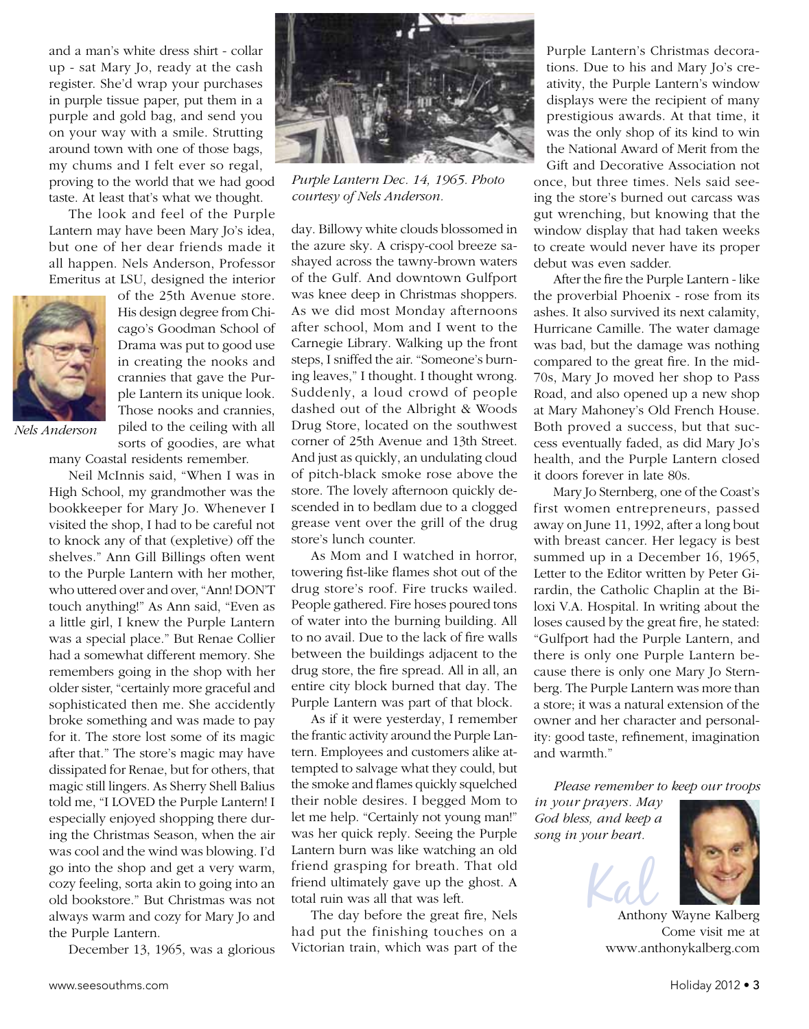and a man's white dress shirt - collar up - sat Mary Jo, ready at the cash register. She'd wrap your purchases in purple tissue paper, put them in a purple and gold bag, and send you on your way with a smile. Strutting around town with one of those bags, my chums and I felt ever so regal, proving to the world that we had good taste. At least that's what we thought.

The look and feel of the Purple Lantern may have been Mary Jo's idea, but one of her dear friends made it all happen. Nels Anderson, Professor Emeritus at LSU, designed the interior of the 25th Avenue store. His design degree from Chicago's Goodman School of Drama was put to good use in creating the nooks and crannies that gave the Purple Lantern its unique look. Those nooks and crannies, piled to the ceiling with all sorts of goodies, are what many Coastal residents remember.

Nels Anderson

Neil McInnis said, "When I was in High School, my grandmother was the bookkeeper for Mary Jo. Whenever I visited the shop, I had to be careful not to knock any of that (expletive) off the shelves." Ann Gill Billings often went to the Purple Lantern with her mother, who uttered over and over, "Ann! DON'T touch anything!" As Ann said, "Even as a little girl, I knew the Purple Lantern was a special place." But Renae Collier had a somewhat different memory. She remembers going in the shop with her older sister, "certainly more graceful and sophisticated then me. She accidently broke something and was made to pay for it. The store lost some of its magic after that." The store's magic may have dissipated for Renae, but for others, that magic still lingers. As Sherry Shell Balius told me, "I LOVED the Purple Lantern! I especially enjoyed shopping there during the Christmas Season, when the air was cool and the wind was blowing. I'd go into the shop and get a very warm, cozy feeling, sorta akin to going into an old bookstore." But Christmas was not always warm and cozy for Mary Jo and the Purple Lantern.

December 13, 1965, was a glorious day. Billowy white clouds blossomed in the azure sky. A crispy-cool breeze sashayed across the tawny-brown waters of the Gulf. And downtown Gulfport was knee deep in Christmas shoppers. As we did most Monday afternoons after school, Mom and I went to the Carnegie Library. Walking up the front steps, I sniffed the air. "Someone's burning leaves," I thought. I thought wrong. Suddenly, a loud crowd of people dashed out of the Albright & Woods Drug Store, located on the southwest corner of 25th Avenue and 13th Street. And just as quickly, an undulating cloud of pitch-black smoke rose above the store. The lovely afternoon quickly descended in to bedlam due to a clogged grease vent over the grill of the drug store's lunch counter.

*Purple Lantern Dec. 14, 1965. Photo courtesy of Nels Anderson.*

As Mom and I watched in horror, towering fist-like flames shot out of the drug store's roof. Fire trucks wailed. People gathered. Fire hoses poured tons of water into the burning building. All to no avail. Due to the lack of fire walls between the buildings adjacent to the drug store, the fire spread. All in all, an entire city block burned that day. The Purple Lantern was part of that block.

As if it were yesterday, I remember the frantic activity around the Purple Lantern. Employees and customers alike attempted to salvage what they could, but the smoke and flames quickly squelched their noble desires. I begged Mom to let me help. "Certainly not young man!" was her quick reply. Seeing the Purple Lantern burn was like watching an old friend grasping for breath. That old friend ultimately gave up the ghost. A total ruin was all that was left.

The day before the great fire, Nels had put the finishing touches on a Victorian train, which was part of the Purple Lantern's Christmas decorations. Due to his and Mary Jo's creativity, the Purple Lantern's window displays were the recipient of many prestigious awards. At that time, it was the only shop of its kind to win the National Award of Merit from the Gift and Decorative Association not once, but three times. Nels said seeing the store's burned out carcass was gut wrenching, but knowing that the window display that had taken weeks to create would never have its proper debut was even sadder.

After the fire the Purple Lantern - like the proverbial Phoenix - rose from its ashes. It also survived its next calamity, Hurricane Camille. The water damage was bad, but the damage was nothing compared to the great fire. In the mid-70s, Mary Jo moved her shop to Pass Road, and also opened up a new shop at Mary Mahoney's Old French House. Both proved a success, but that success eventually faded, as did Mary Jo's health, and the Purple Lantern closed it doors forever in late 80s.

Mary Jo Sternberg, one of the Coast's first women entrepreneurs, passed away on June 11, 1992, after a long bout with breast cancer. Her legacy is best summed up in a December 16, 1965, Letter to the Editor written by Peter Girardin, the Catholic Chaplin at the Biloxi V.A. Hospital. In writing about the loses caused by the great fire, he stated: "Gulfport had the Purple Lantern, and there is only one Purple Lantern because there is only one Mary Jo Sternberg. The Purple Lantern was more than a store; it was a natural extension of the owner and her character and personality: good taste, refinement, imagination and warmth."

*Please remember to keep our troops in your prayers. May God bless, and keep a song in your heart.*

Kal

Anthony Wayne Kalberg
Come visit me at
www.anthonykalberg.com